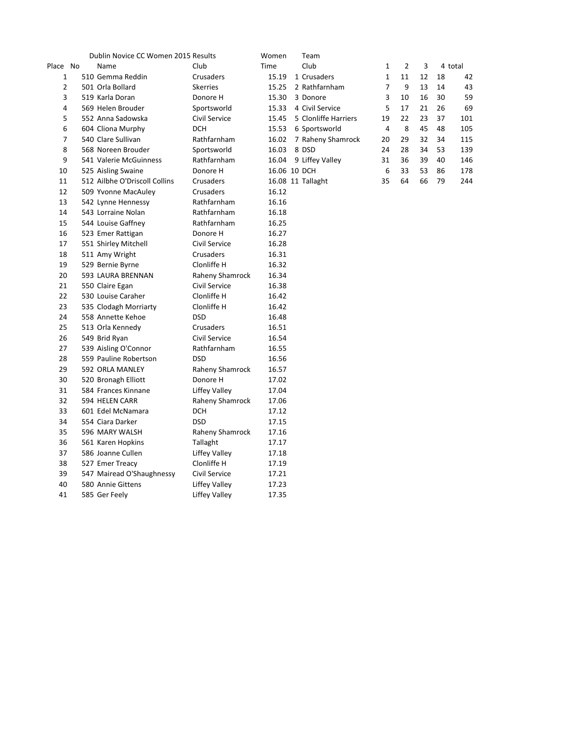Dublin Novice CC Women 2015 Results

| Place | No | Name | Club | Women Time |
|---|---|---|---|---|
| 1 | 510 | Gemma Reddin | Crusaders | 15.19 |
| 2 | 501 | Orla Bollard | Skerries | 15.25 |
| 3 | 519 | Karla Doran | Donore H | 15.30 |
| 4 | 569 | Helen Brouder | Sportsworld | 15.33 |
| 5 | 552 | Anna Sadowska | Civil Service | 15.45 |
| 6 | 604 | Cliona Murphy | DCH | 15.53 |
| 7 | 540 | Clare Sullivan | Rathfarnham | 16.02 |
| 8 | 568 | Noreen Brouder | Sportsworld | 16.03 |
| 9 | 541 | Valerie McGuinness | Rathfarnham | 16.04 |
| 10 | 525 | Aisling Swaine | Donore H | 16.06 |
| 11 | 512 | Ailbhe O'Driscoll Collins | Crusaders | 16.08 |
| 12 | 509 | Yvonne MacAuley | Crusaders | 16.12 |
| 13 | 542 | Lynne Hennessy | Rathfarnham | 16.16 |
| 14 | 543 | Lorraine Nolan | Rathfarnham | 16.18 |
| 15 | 544 | Louise Gaffney | Rathfarnham | 16.25 |
| 16 | 523 | Emer Rattigan | Donore H | 16.27 |
| 17 | 551 | Shirley Mitchell | Civil Service | 16.28 |
| 18 | 511 | Amy Wright | Crusaders | 16.31 |
| 19 | 529 | Bernie Byrne | Clonliffe H | 16.32 |
| 20 | 593 | LAURA BRENNAN | Raheny Shamrock | 16.34 |
| 21 | 550 | Claire Egan | Civil Service | 16.38 |
| 22 | 530 | Louise Caraher | Clonliffe H | 16.42 |
| 23 | 535 | Clodagh Morriarty | Clonliffe H | 16.42 |
| 24 | 558 | Annette Kehoe | DSD | 16.48 |
| 25 | 513 | Orla Kennedy | Crusaders | 16.51 |
| 26 | 549 | Brid Ryan | Civil Service | 16.54 |
| 27 | 539 | Aisling O'Connor | Rathfarnham | 16.55 |
| 28 | 559 | Pauline Robertson | DSD | 16.56 |
| 29 | 592 | ORLA MANLEY | Raheny Shamrock | 16.57 |
| 30 | 520 | Bronagh Elliott | Donore H | 17.02 |
| 31 | 584 | Frances Kinnane | Liffey Valley | 17.04 |
| 32 | 594 | HELEN CARR | Raheny Shamrock | 17.06 |
| 33 | 601 | Edel McNamara | DCH | 17.12 |
| 34 | 554 | Ciara Darker | DSD | 17.15 |
| 35 | 596 | MARY WALSH | Raheny Shamrock | 17.16 |
| 36 | 561 | Karen Hopkins | Tallaght | 17.17 |
| 37 | 586 | Joanne Cullen | Liffey Valley | 17.18 |
| 38 | 527 | Emer Treacy | Clonliffe H | 17.19 |
| 39 | 547 | Mairead O'Shaughnessy | Civil Service | 17.21 |
| 40 | 580 | Annie Gittens | Liffey Valley | 17.23 |
| 41 | 585 | Ger Feely | Liffey Valley | 17.35 |

| Team | Club | 1 | 2 | 3 | 4 | total |
|---|---|---|---|---|---|---|
| 1 | Crusaders | 1 | 11 | 12 | 18 | 42 |
| 2 | Rathfarnham | 7 | 9 | 13 | 14 | 43 |
| 3 | Donore | 3 | 10 | 16 | 30 | 59 |
| 4 | Civil Service | 5 | 17 | 21 | 26 | 69 |
| 5 | Clonliffe Harriers | 19 | 22 | 23 | 37 | 101 |
| 6 | Sportsworld | 4 | 8 | 45 | 48 | 105 |
| 7 | Raheny Shamrock | 20 | 29 | 32 | 34 | 115 |
| 8 | DSD | 24 | 28 | 34 | 53 | 139 |
| 9 | Liffey Valley | 31 | 36 | 39 | 40 | 146 |
| 10 | DCH | 6 | 33 | 53 | 86 | 178 |
| 11 | Tallaght | 35 | 64 | 66 | 79 | 244 |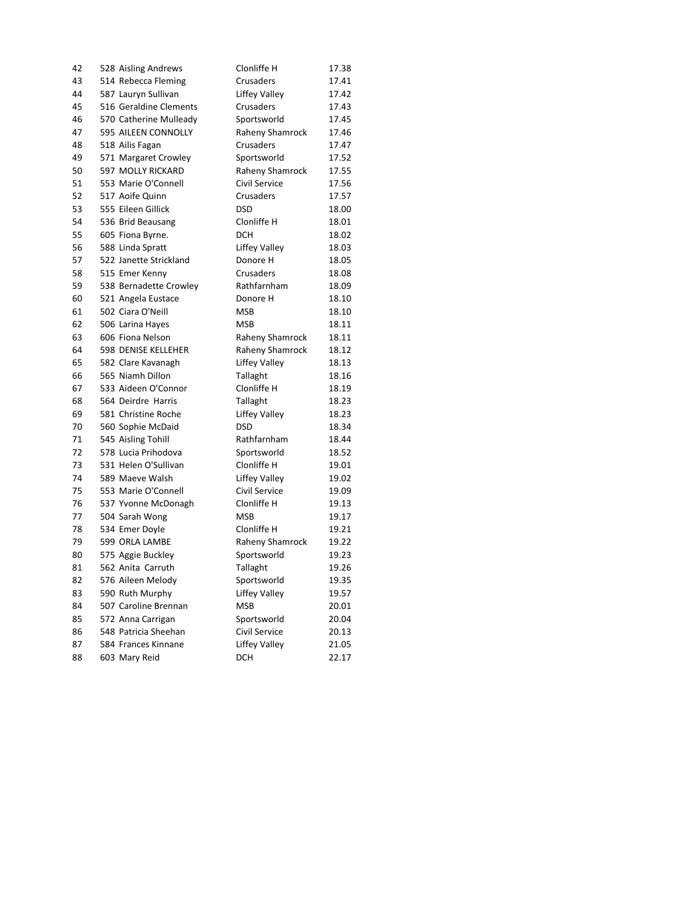| | | | | |
|---|---|---|---|---|
| 42 | 528 | Aisling Andrews | Clonliffe H | 17.38 |
| 43 | 514 | Rebecca Fleming | Crusaders | 17.41 |
| 44 | 587 | Lauryn Sullivan | Liffey Valley | 17.42 |
| 45 | 516 | Geraldine Clements | Crusaders | 17.43 |
| 46 | 570 | Catherine Mulleady | Sportsworld | 17.45 |
| 47 | 595 | AILEEN CONNOLLY | Raheny Shamrock | 17.46 |
| 48 | 518 | Ailis Fagan | Crusaders | 17.47 |
| 49 | 571 | Margaret Crowley | Sportsworld | 17.52 |
| 50 | 597 | MOLLY RICKARD | Raheny Shamrock | 17.55 |
| 51 | 553 | Marie O'Connell | Civil Service | 17.56 |
| 52 | 517 | Aoife Quinn | Crusaders | 17.57 |
| 53 | 555 | Eileen Gillick | DSD | 18.00 |
| 54 | 536 | Brid Beausang | Clonliffe H | 18.01 |
| 55 | 605 | Fiona Byrne. | DCH | 18.02 |
| 56 | 588 | Linda Spratt | Liffey Valley | 18.03 |
| 57 | 522 | Janette Strickland | Donore H | 18.05 |
| 58 | 515 | Emer Kenny | Crusaders | 18.08 |
| 59 | 538 | Bernadette Crowley | Rathfarnham | 18.09 |
| 60 | 521 | Angela Eustace | Donore H | 18.10 |
| 61 | 502 | Ciara O'Neill | MSB | 18.10 |
| 62 | 506 | Larina Hayes | MSB | 18.11 |
| 63 | 606 | Fiona Nelson | Raheny Shamrock | 18.11 |
| 64 | 598 | DENISE KELLEHER | Raheny Shamrock | 18.12 |
| 65 | 582 | Clare Kavanagh | Liffey Valley | 18.13 |
| 66 | 565 | Niamh Dillon | Tallaght | 18.16 |
| 67 | 533 | Aideen O'Connor | Clonliffe H | 18.19 |
| 68 | 564 | Deirdre  Harris | Tallaght | 18.23 |
| 69 | 581 | Christine Roche | Liffey Valley | 18.23 |
| 70 | 560 | Sophie McDaid | DSD | 18.34 |
| 71 | 545 | Aisling Tohill | Rathfarnham | 18.44 |
| 72 | 578 | Lucia Prihodova | Sportsworld | 18.52 |
| 73 | 531 | Helen O'Sullivan | Clonliffe H | 19.01 |
| 74 | 589 | Maeve Walsh | Liffey Valley | 19.02 |
| 75 | 553 | Marie O'Connell | Civil Service | 19.09 |
| 76 | 537 | Yvonne McDonagh | Clonliffe H | 19.13 |
| 77 | 504 | Sarah Wong | MSB | 19.17 |
| 78 | 534 | Emer Doyle | Clonliffe H | 19.21 |
| 79 | 599 | ORLA LAMBE | Raheny Shamrock | 19.22 |
| 80 | 575 | Aggie Buckley | Sportsworld | 19.23 |
| 81 | 562 | Anita  Carruth | Tallaght | 19.26 |
| 82 | 576 | Aileen Melody | Sportsworld | 19.35 |
| 83 | 590 | Ruth Murphy | Liffey Valley | 19.57 |
| 84 | 507 | Caroline Brennan | MSB | 20.01 |
| 85 | 572 | Anna Carrigan | Sportsworld | 20.04 |
| 86 | 548 | Patricia Sheehan | Civil Service | 20.13 |
| 87 | 584 | Frances Kinnane | Liffey Valley | 21.05 |
| 88 | 603 | Mary Reid | DCH | 22.17 |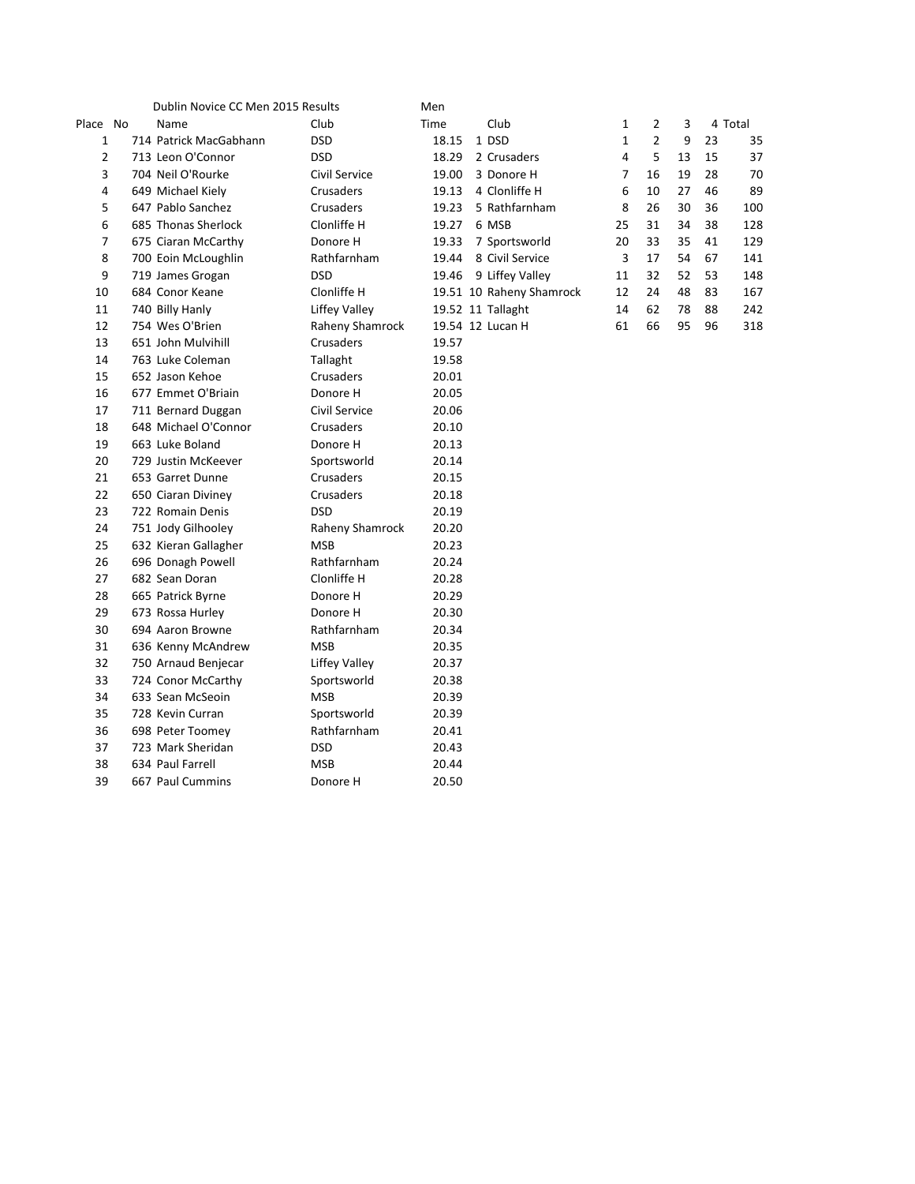Dublin Novice CC Men 2015 Results

| Place | No | Name | Club | Time |
|---|---|---|---|---|
| 1 | 714 | Patrick MacGabhann | DSD | 18.15 |
| 2 | 713 | Leon O'Connor | DSD | 18.29 |
| 3 | 704 | Neil O'Rourke | Civil Service | 19.00 |
| 4 | 649 | Michael Kiely | Crusaders | 19.13 |
| 5 | 647 | Pablo Sanchez | Crusaders | 19.23 |
| 6 | 685 | Thonas Sherlock | Clonliffe H | 19.27 |
| 7 | 675 | Ciaran McCarthy | Donore H | 19.33 |
| 8 | 700 | Eoin McLoughlin | Rathfarnham | 19.44 |
| 9 | 719 | James Grogan | DSD | 19.46 |
| 10 | 684 | Conor Keane | Clonliffe H | 19.51 |
| 11 | 740 | Billy Hanly | Liffey Valley | 19.52 |
| 12 | 754 | Wes O'Brien | Raheny Shamrock | 19.54 |
| 13 | 651 | John Mulvihill | Crusaders | 19.57 |
| 14 | 763 | Luke Coleman | Tallaght | 19.58 |
| 15 | 652 | Jason Kehoe | Crusaders | 20.01 |
| 16 | 677 | Emmet O'Briain | Donore H | 20.05 |
| 17 | 711 | Bernard Duggan | Civil Service | 20.06 |
| 18 | 648 | Michael O'Connor | Crusaders | 20.10 |
| 19 | 663 | Luke Boland | Donore H | 20.13 |
| 20 | 729 | Justin McKeever | Sportsworld | 20.14 |
| 21 | 653 | Garret Dunne | Crusaders | 20.15 |
| 22 | 650 | Ciaran Diviney | Crusaders | 20.18 |
| 23 | 722 | Romain Denis | DSD | 20.19 |
| 24 | 751 | Jody Gilhooley | Raheny Shamrock | 20.20 |
| 25 | 632 | Kieran Gallagher | MSB | 20.23 |
| 26 | 696 | Donagh Powell | Rathfarnham | 20.24 |
| 27 | 682 | Sean Doran | Clonliffe H | 20.28 |
| 28 | 665 | Patrick Byrne | Donore H | 20.29 |
| 29 | 673 | Rossa Hurley | Donore H | 20.30 |
| 30 | 694 | Aaron Browne | Rathfarnham | 20.34 |
| 31 | 636 | Kenny McAndrew | MSB | 20.35 |
| 32 | 750 | Arnaud Benjecar | Liffey Valley | 20.37 |
| 33 | 724 | Conor McCarthy | Sportsworld | 20.38 |
| 34 | 633 | Sean McSeoin | MSB | 20.39 |
| 35 | 728 | Kevin Curran | Sportsworld | 20.39 |
| 36 | 698 | Peter Toomey | Rathfarnham | 20.41 |
| 37 | 723 | Mark Sheridan | DSD | 20.43 |
| 38 | 634 | Paul Farrell | MSB | 20.44 |
| 39 | 667 | Paul Cummins | Donore H | 20.50 |

Men

| | Club | 1 | 2 | 3 | 4 | Total |
|---|---|---|---|---|---|---|
| 1 | DSD | 1 | 2 | 9 | 23 | 35 |
| 2 | Crusaders | 4 | 5 | 13 | 15 | 37 |
| 3 | Donore H | 7 | 16 | 19 | 28 | 70 |
| 4 | Clonliffe H | 6 | 10 | 27 | 46 | 89 |
| 5 | Rathfarnham | 8 | 26 | 30 | 36 | 100 |
| 6 | MSB | 25 | 31 | 34 | 38 | 128 |
| 7 | Sportsworld | 20 | 33 | 35 | 41 | 129 |
| 8 | Civil Service | 3 | 17 | 54 | 67 | 141 |
| 9 | Liffey Valley | 11 | 32 | 52 | 53 | 148 |
| 10 | Raheny Shamrock | 12 | 24 | 48 | 83 | 167 |
| 11 | Tallaght | 14 | 62 | 78 | 88 | 242 |
| 12 | Lucan H | 61 | 66 | 95 | 96 | 318 |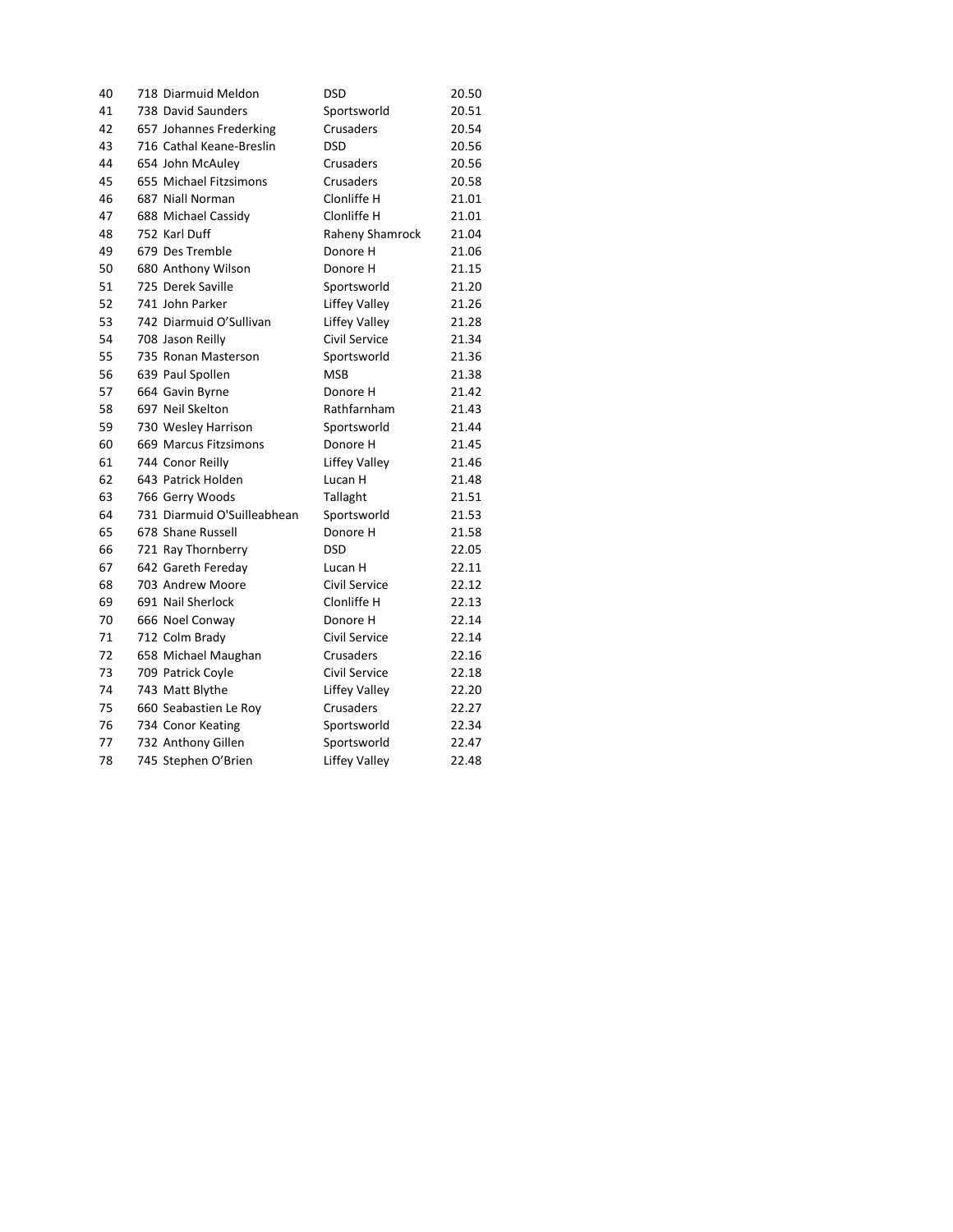| | | | | |
|---|---|---|---|---|
| 40 | 718 | Diarmuid Meldon | DSD | 20.50 |
| 41 | 738 | David Saunders | Sportsworld | 20.51 |
| 42 | 657 | Johannes Frederking | Crusaders | 20.54 |
| 43 | 716 | Cathal Keane-Breslin | DSD | 20.56 |
| 44 | 654 | John McAuley | Crusaders | 20.56 |
| 45 | 655 | Michael Fitzsimons | Crusaders | 20.58 |
| 46 | 687 | Niall Norman | Clonliffe H | 21.01 |
| 47 | 688 | Michael Cassidy | Clonliffe H | 21.01 |
| 48 | 752 | Karl Duff | Raheny Shamrock | 21.04 |
| 49 | 679 | Des Tremble | Donore H | 21.06 |
| 50 | 680 | Anthony Wilson | Donore H | 21.15 |
| 51 | 725 | Derek Saville | Sportsworld | 21.20 |
| 52 | 741 | John Parker | Liffey Valley | 21.26 |
| 53 | 742 | Diarmuid O'Sullivan | Liffey Valley | 21.28 |
| 54 | 708 | Jason Reilly | Civil Service | 21.34 |
| 55 | 735 | Ronan Masterson | Sportsworld | 21.36 |
| 56 | 639 | Paul Spollen | MSB | 21.38 |
| 57 | 664 | Gavin Byrne | Donore H | 21.42 |
| 58 | 697 | Neil Skelton | Rathfarnham | 21.43 |
| 59 | 730 | Wesley Harrison | Sportsworld | 21.44 |
| 60 | 669 | Marcus Fitzsimons | Donore H | 21.45 |
| 61 | 744 | Conor Reilly | Liffey Valley | 21.46 |
| 62 | 643 | Patrick Holden | Lucan H | 21.48 |
| 63 | 766 | Gerry Woods | Tallaght | 21.51 |
| 64 | 731 | Diarmuid O'Suilleabhean | Sportsworld | 21.53 |
| 65 | 678 | Shane Russell | Donore H | 21.58 |
| 66 | 721 | Ray Thornberry | DSD | 22.05 |
| 67 | 642 | Gareth Fereday | Lucan H | 22.11 |
| 68 | 703 | Andrew Moore | Civil Service | 22.12 |
| 69 | 691 | Nail Sherlock | Clonliffe H | 22.13 |
| 70 | 666 | Noel Conway | Donore H | 22.14 |
| 71 | 712 | Colm Brady | Civil Service | 22.14 |
| 72 | 658 | Michael Maughan | Crusaders | 22.16 |
| 73 | 709 | Patrick Coyle | Civil Service | 22.18 |
| 74 | 743 | Matt Blythe | Liffey Valley | 22.20 |
| 75 | 660 | Seabastien Le Roy | Crusaders | 22.27 |
| 76 | 734 | Conor Keating | Sportsworld | 22.34 |
| 77 | 732 | Anthony Gillen | Sportsworld | 22.47 |
| 78 | 745 | Stephen O'Brien | Liffey Valley | 22.48 |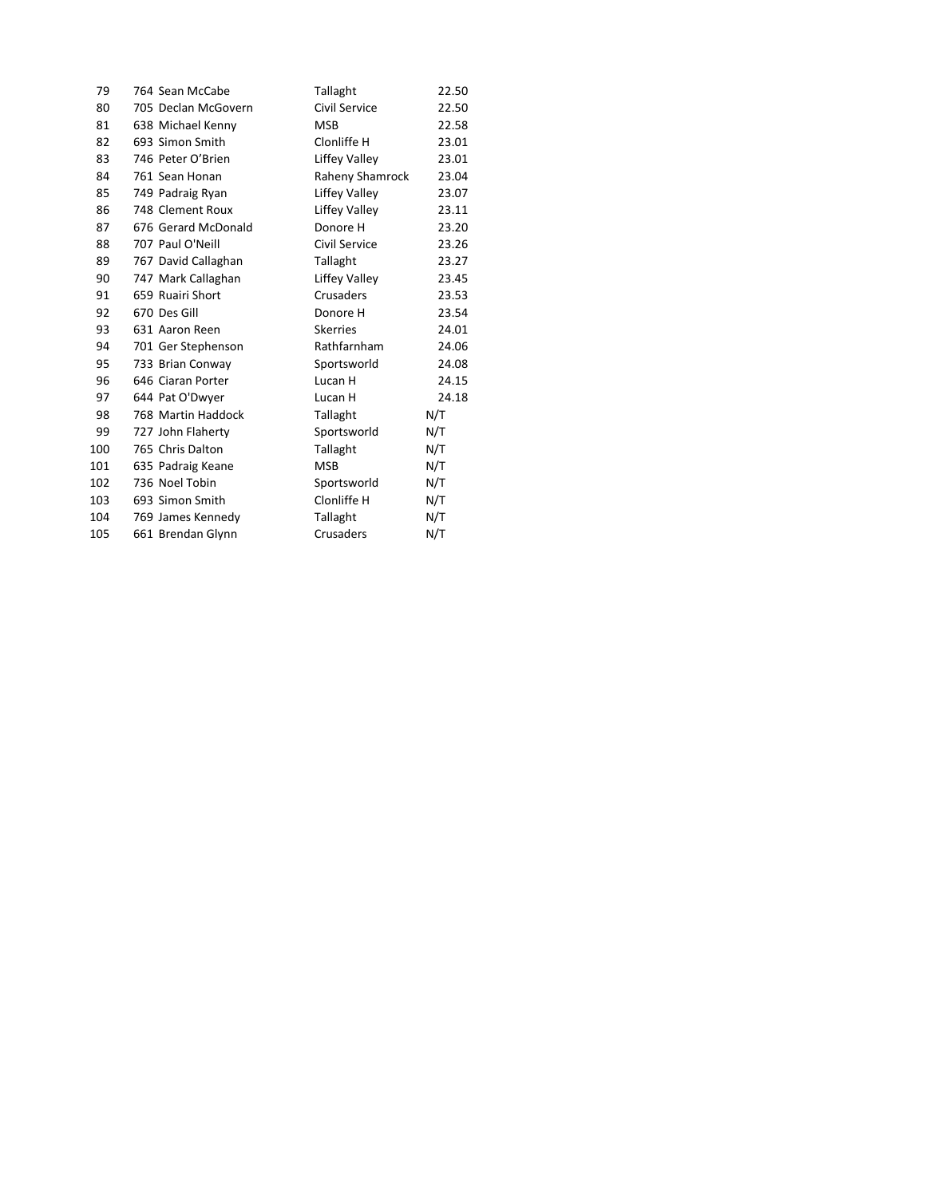| | | | | |
|---|---|---|---|---|
| 79 | 764 | Sean McCabe | Tallaght | 22.50 |
| 80 | 705 | Declan McGovern | Civil Service | 22.50 |
| 81 | 638 | Michael Kenny | MSB | 22.58 |
| 82 | 693 | Simon Smith | Clonliffe H | 23.01 |
| 83 | 746 | Peter O'Brien | Liffey Valley | 23.01 |
| 84 | 761 | Sean Honan | Raheny Shamrock | 23.04 |
| 85 | 749 | Padraig Ryan | Liffey Valley | 23.07 |
| 86 | 748 | Clement Roux | Liffey Valley | 23.11 |
| 87 | 676 | Gerard McDonald | Donore H | 23.20 |
| 88 | 707 | Paul O'Neill | Civil Service | 23.26 |
| 89 | 767 | David Callaghan | Tallaght | 23.27 |
| 90 | 747 | Mark Callaghan | Liffey Valley | 23.45 |
| 91 | 659 | Ruairi Short | Crusaders | 23.53 |
| 92 | 670 | Des Gill | Donore H | 23.54 |
| 93 | 631 | Aaron Reen | Skerries | 24.01 |
| 94 | 701 | Ger Stephenson | Rathfarnham | 24.06 |
| 95 | 733 | Brian Conway | Sportsworld | 24.08 |
| 96 | 646 | Ciaran Porter | Lucan H | 24.15 |
| 97 | 644 | Pat O'Dwyer | Lucan H | 24.18 |
| 98 | 768 | Martin Haddock | Tallaght | N/T |
| 99 | 727 | John Flaherty | Sportsworld | N/T |
| 100 | 765 | Chris Dalton | Tallaght | N/T |
| 101 | 635 | Padraig Keane | MSB | N/T |
| 102 | 736 | Noel Tobin | Sportsworld | N/T |
| 103 | 693 | Simon Smith | Clonliffe H | N/T |
| 104 | 769 | James Kennedy | Tallaght | N/T |
| 105 | 661 | Brendan Glynn | Crusaders | N/T |